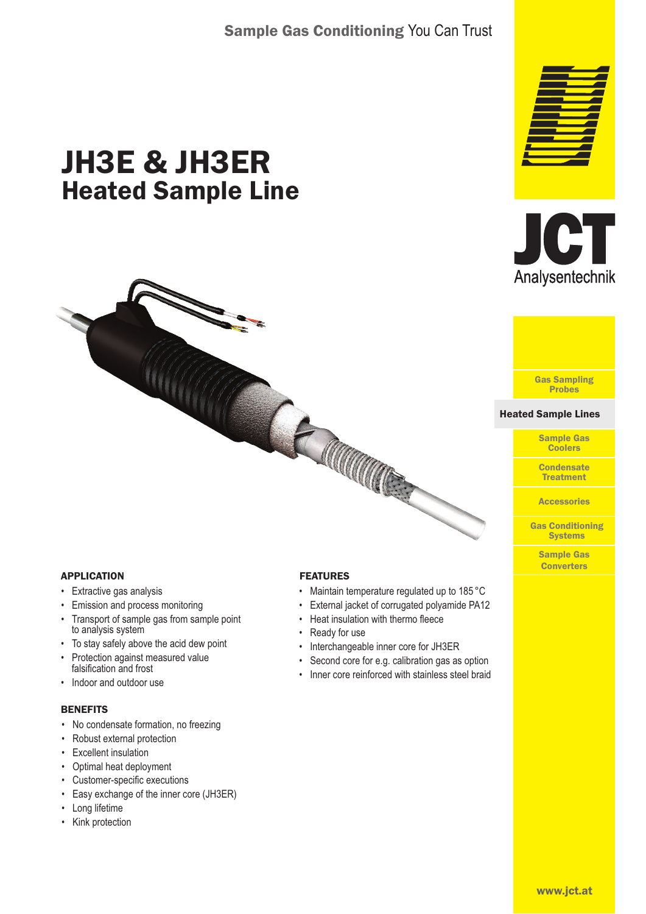Sample Gas Conditioning You Can Trust

# JH3E & JH3ER
## Heated Sample Line

JCT Analysentechnik

- Gas Sampling Probes
- **Heated Sample Lines**
- Sample Gas Coolers
- Condensate Treatment
- Accessories
- Gas Conditioning Systems
- Sample Gas Converters

### APPLICATION

- Extractive gas analysis
- Emission and process monitoring
- Transport of sample gas from sample point to analysis system
- To stay safely above the acid dew point
- Protection against measured value falsification and frost
- Indoor and outdoor use

### BENEFITS

- No condensate formation, no freezing
- Robust external protection
- Excellent insulation
- Optimal heat deployment
- Customer-specific executions
- Easy exchange of the inner core (JH3ER)
- Long lifetime
- Kink protection

### FEATURES

- Maintain temperature regulated up to 185 °C
- External jacket of corrugated polyamide PA12
- Heat insulation with thermo fleece
- Ready for use
- Interchangeable inner core for JH3ER
- Second core for e.g. calibration gas as option
- Inner core reinforced with stainless steel braid

www.jct.at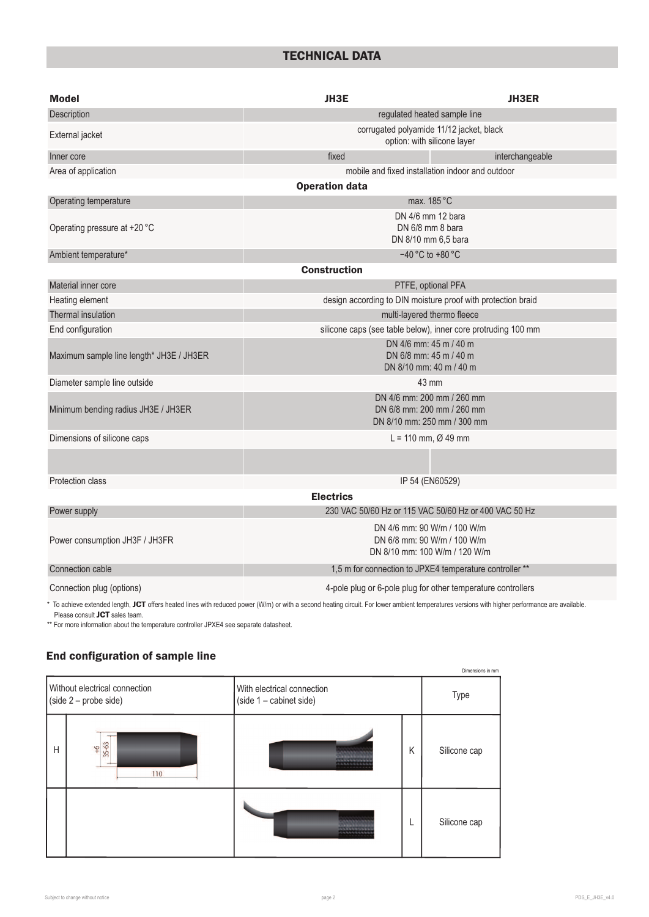## TECHNICAL DATA

| Model | JH3E | JH3ER |
|---|---|---|
| Description | regulated heated sample line | |
| External jacket | corrugated polyamide 11/12 jacket, black<br>option: with silicone layer | |
| Inner core | fixed | interchangeable |
| Area of application | mobile and fixed installation indoor and outdoor | |
| **Operation data** | | |
| Operating temperature | max. 185 °C | |
| Operating pressure at +20 °C | DN 4/6 mm 12 bara<br>DN 6/8 mm 8 bara<br>DN 8/10 mm 6,5 bara | |
| Ambient temperature* | −40 °C to +80 °C | |
| **Construction** | | |
| Material inner core | PTFE, optional PFA | |
| Heating element | design according to DIN moisture proof with protection braid | |
| Thermal insulation | multi-layered thermo fleece | |
| End configuration | silicone caps (see table below), inner core protruding 100 mm | |
| Maximum sample line length* JH3E / JH3ER | DN 4/6 mm: 45 m / 40 m<br>DN 6/8 mm: 45 m / 40 m<br>DN 8/10 mm: 40 m / 40 m | |
| Diameter sample line outside | 43 mm | |
| Minimum bending radius JH3E / JH3ER | DN 4/6 mm: 200 mm / 260 mm<br>DN 6/8 mm: 200 mm / 260 mm<br>DN 8/10 mm: 250 mm / 300 mm | |
| Dimensions of silicone caps | L = 110 mm, Ø 49 mm | |
| | | |
| Protection class | IP 54 (EN60529) | |
| **Electrics** | | |
| Power supply | 230 VAC 50/60 Hz or 115 VAC 50/60 Hz or 400 VAC 50 Hz | |
| Power consumption JH3F / JH3FR | DN 4/6 mm: 90 W/m / 100 W/m<br>DN 6/8 mm: 90 W/m / 100 W/m<br>DN 8/10 mm: 100 W/m / 120 W/m | |
| Connection cable | 1,5 m for connection to JPXE4 temperature controller ** | |
| Connection plug (options) | 4-pole plug or 6-pole plug for other temperature controllers | |

\* To achieve extended length, **JCT** offers heated lines with reduced power (W/m) or with a second heating circuit. For lower ambient temperatures versions with higher performance are available. Please consult **JCT** sales team.

\*\* For more information about the temperature controller JPXE4 see separate datasheet.

## End configuration of sample line

Dimensions in mm

| Without electrical connection (side 2 – probe side) | | With electrical connection (side 1 – cabinet side) | | Type |
|---|---|---|---|---|
| H | ⌀6, 35-63, 110 | | K | Silicone cap |
| | | | L | Silicone cap |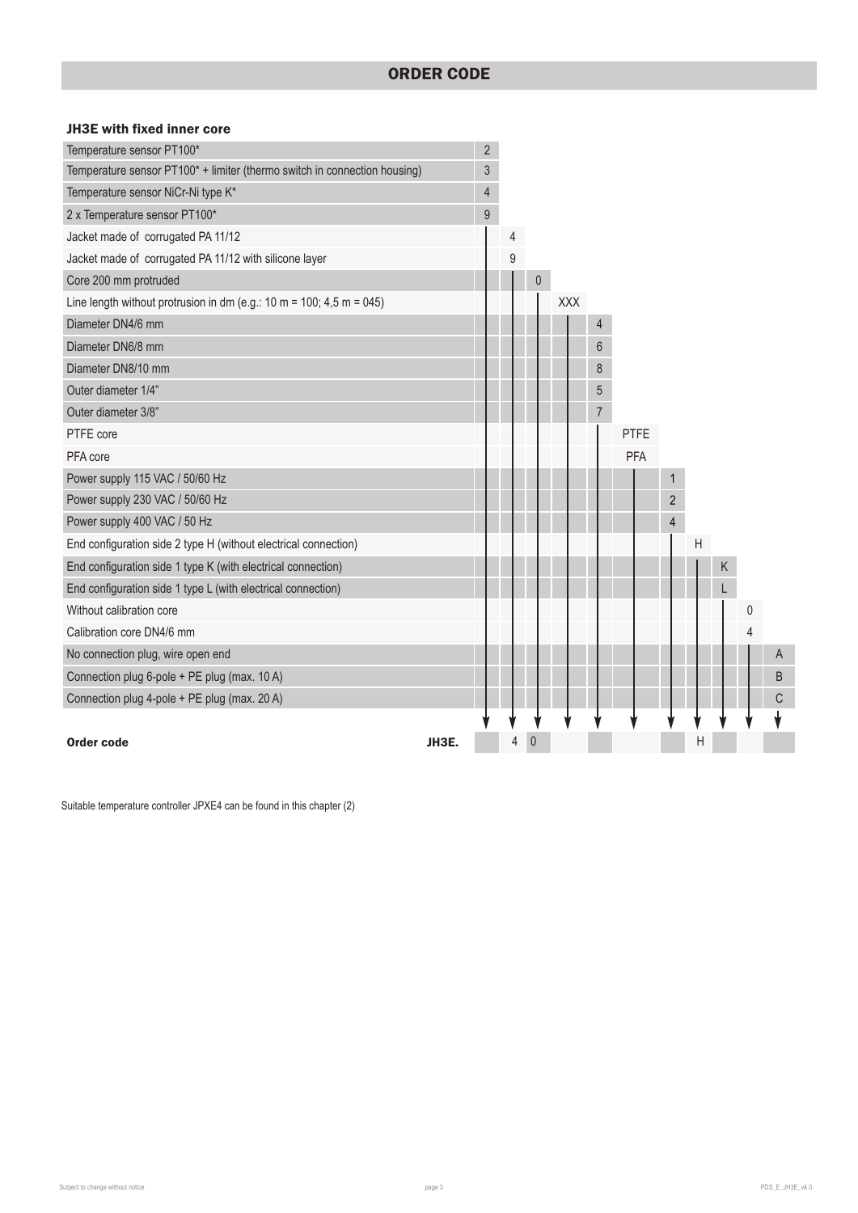## ORDER CODE

### JH3E with fixed inner core

| Option | | | | | | | | | | | | |
|---|---|---|---|---|---|---|---|---|---|---|---|---|
| Temperature sensor PT100* | 2 | | | | | | | | | | | |
| Temperature sensor PT100* + limiter (thermo switch in connection housing) | 3 | | | | | | | | | | | |
| Temperature sensor NiCr-Ni type K* | 4 | | | | | | | | | | | |
| 2 x Temperature sensor PT100* | 9 | | | | | | | | | | | |
| Jacket made of corrugated PA 11/12 | | 4 | | | | | | | | | | |
| Jacket made of corrugated PA 11/12 with silicone layer | | 9 | | | | | | | | | | |
| Core 200 mm protruded | | | 0 | | | | | | | | | |
| Line length without protrusion in dm (e.g.: 10 m = 100; 4,5 m = 045) | | | | XXX | | | | | | | | |
| Diameter DN4/6 mm | | | | | 4 | | | | | | | |
| Diameter DN6/8 mm | | | | | 6 | | | | | | | |
| Diameter DN8/10 mm | | | | | 8 | | | | | | | |
| Outer diameter 1/4" | | | | | 5 | | | | | | | |
| Outer diameter 3/8" | | | | | 7 | | | | | | | |
| PTFE core | | | | | | PTFE | | | | | | |
| PFA core | | | | | | PFA | | | | | | |
| Power supply 115 VAC / 50/60 Hz | | | | | | | 1 | | | | | |
| Power supply 230 VAC / 50/60 Hz | | | | | | | 2 | | | | | |
| Power supply 400 VAC / 50 Hz | | | | | | | 4 | | | | | |
| End configuration side 2 type H (without electrical connection) | | | | | | | | H | | | | |
| End configuration side 1 type K (with electrical connection) | | | | | | | | | K | | | |
| End configuration side 1 type L (with electrical connection) | | | | | | | | | L | | | |
| Without calibration core | | | | | | | | | | 0 | | |
| Calibration core DN4/6 mm | | | | | | | | | | 4 | | |
| No connection plug, wire open end | | | | | | | | | | | A | |
| Connection plug 6-pole + PE plug (max. 10 A) | | | | | | | | | | | B | |
| Connection plug 4-pole + PE plug (max. 20 A) | | | | | | | | | | | C | |
| **Order code** JH3E. | | 4 | 0 | | | | | H | | | | |

Suitable temperature controller JPXE4 can be found in this chapter (2)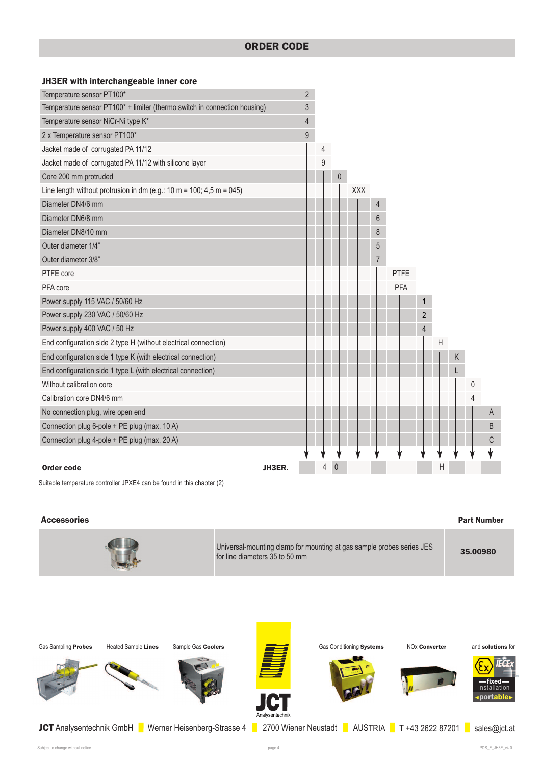## ORDER CODE

### JH3ER with interchangeable inner core

| | | | | | | | | | | | |
|---|---|---|---|---|---|---|---|---|---|---|---|
| Temperature sensor PT100* | 2 | | | | | | | | | | |
| Temperature sensor PT100* + limiter (thermo switch in connection housing) | 3 | | | | | | | | | | |
| Temperature sensor NiCr-Ni type K* | 4 | | | | | | | | | | |
| 2 x Temperature sensor PT100* | 9 | | | | | | | | | | |
| Jacket made of corrugated PA 11/12 | | 4 | | | | | | | | | |
| Jacket made of corrugated PA 11/12 with silicone layer | | 9 | | | | | | | | | |
| Core 200 mm protruded | | | 0 | | | | | | | | |
| Line length without protrusion in dm (e.g.: 10 m = 100; 4,5 m = 045) | | | | XXX | | | | | | | |
| Diameter DN4/6 mm | | | | | 4 | | | | | | |
| Diameter DN6/8 mm | | | | | 6 | | | | | | |
| Diameter DN8/10 mm | | | | | 8 | | | | | | |
| Outer diameter 1/4" | | | | | 5 | | | | | | |
| Outer diameter 3/8" | | | | | 7 | | | | | | |
| PTFE core | | | | | | PTFE | | | | | |
| PFA core | | | | | | PFA | | | | | |
| Power supply 115 VAC / 50/60 Hz | | | | | | | 1 | | | | |
| Power supply 230 VAC / 50/60 Hz | | | | | | | 2 | | | | |
| Power supply 400 VAC / 50 Hz | | | | | | | 4 | | | | |
| End configuration side 2 type H (without electrical connection) | | | | | | | | H | | | |
| End configuration side 1 type K (with electrical connection) | | | | | | | | | K | | |
| End configuration side 1 type L (with electrical connection) | | | | | | | | | L | | |
| Without calibration core | | | | | | | | | | 0 | |
| Calibration core DN4/6 mm | | | | | | | | | | 4 | |
| No connection plug, wire open end | | | | | | | | | | | A |
| Connection plug 6-pole + PE plug (max. 10 A) | | | | | | | | | | | B |
| Connection plug 4-pole + PE plug (max. 20 A) | | | | | | | | | | | C |
| **Order code** JH3ER. | | 4 | 0 | | | | | H | | | |

Suitable temperature controller JPXE4 can be found in this chapter (2)

### Accessories

| | | Part Number |
|---|---|---|
| | Universal-mounting clamp for mounting at gas sample probes series JES for line diameters 35 to 50 mm | **35.00980** |

Gas Sampling **Probes** | Heated Sample **Lines** | Sample Gas **Coolers** | Gas Conditioning **Systems** | NOx **Converter** | and **solutions** for

JCT Analysentechnik

**JCT** Analysentechnik GmbH | Werner Heisenberg-Strasse 4 | 2700 Wiener Neustadt | AUSTRIA | T +43 2622 87201 | sales@jct.at

Subject to change without notice